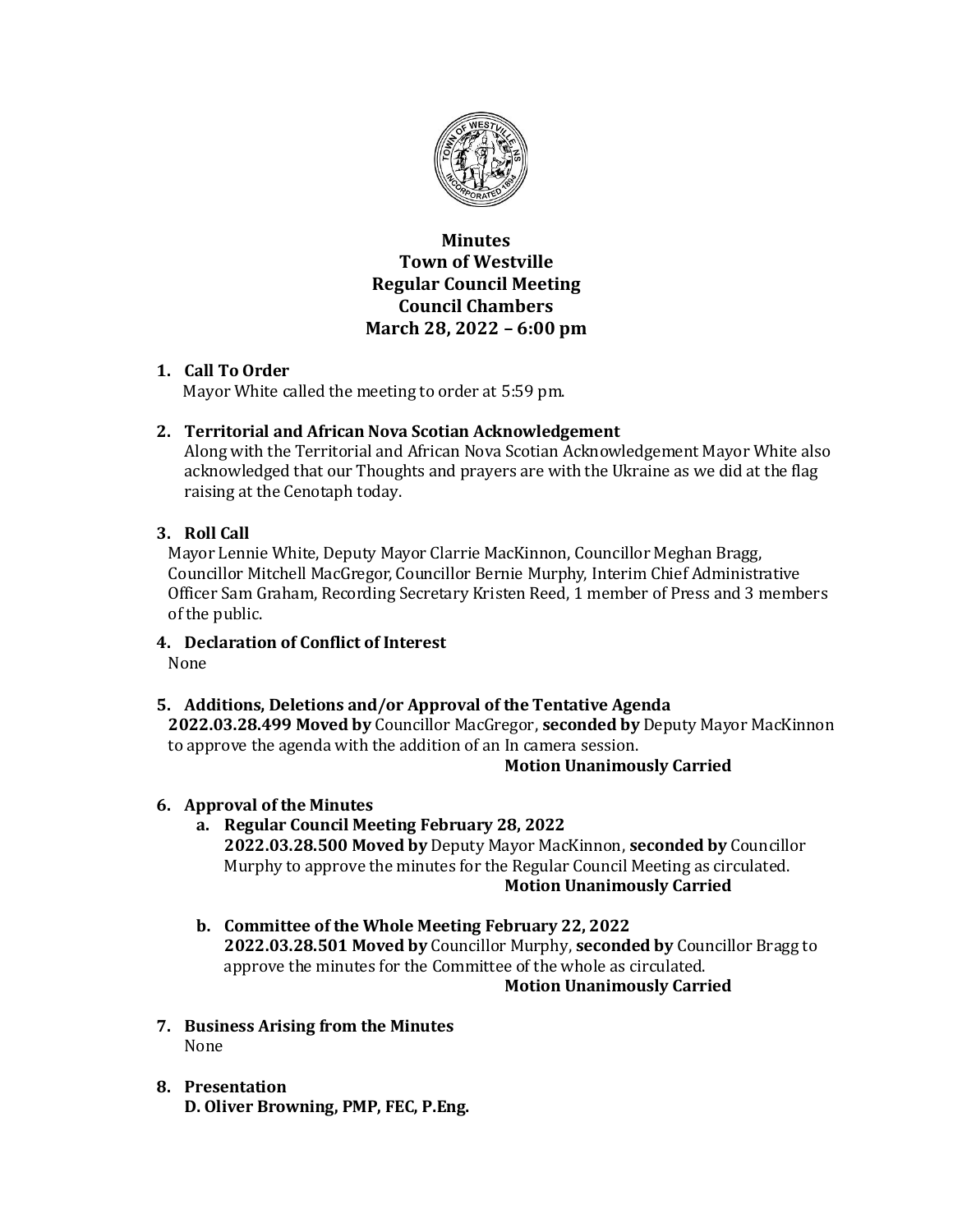# Minutes
# Town of Westville
# Regular Council Meeting
# Council Chambers
# March 28, 2022 – 6:00 pm

1. **Call To Order**

   Mayor White called the meeting to order at 5:59 pm.

2. **Territorial and African Nova Scotian Acknowledgement**

   Along with the Territorial and African Nova Scotian Acknowledgement Mayor White also acknowledged that our Thoughts and prayers are with the Ukraine as we did at the flag raising at the Cenotaph today.

3. **Roll Call**

   Mayor Lennie White, Deputy Mayor Clarrie MacKinnon, Councillor Meghan Bragg, Councillor Mitchell MacGregor, Councillor Bernie Murphy, Interim Chief Administrative Officer Sam Graham, Recording Secretary Kristen Reed, 1 member of Press and 3 members of the public.

4. **Declaration of Conflict of Interest**

   None

5. **Additions, Deletions and/or Approval of the Tentative Agenda**

   **2022.03.28.499 Moved by** Councillor MacGregor, **seconded by** Deputy Mayor MacKinnon to approve the agenda with the addition of an In camera session.

   **Motion Unanimously Carried**

6. **Approval of the Minutes**

   a. **Regular Council Meeting February 28, 2022**

      **2022.03.28.500 Moved by** Deputy Mayor MacKinnon, **seconded by** Councillor Murphy to approve the minutes for the Regular Council Meeting as circulated.

      **Motion Unanimously Carried**

   b. **Committee of the Whole Meeting February 22, 2022**

      **2022.03.28.501 Moved by** Councillor Murphy, **seconded by** Councillor Bragg to approve the minutes for the Committee of the whole as circulated.

      **Motion Unanimously Carried**

7. **Business Arising from the Minutes**

   None

8. **Presentation**

   **D. Oliver Browning, PMP, FEC, P.Eng.**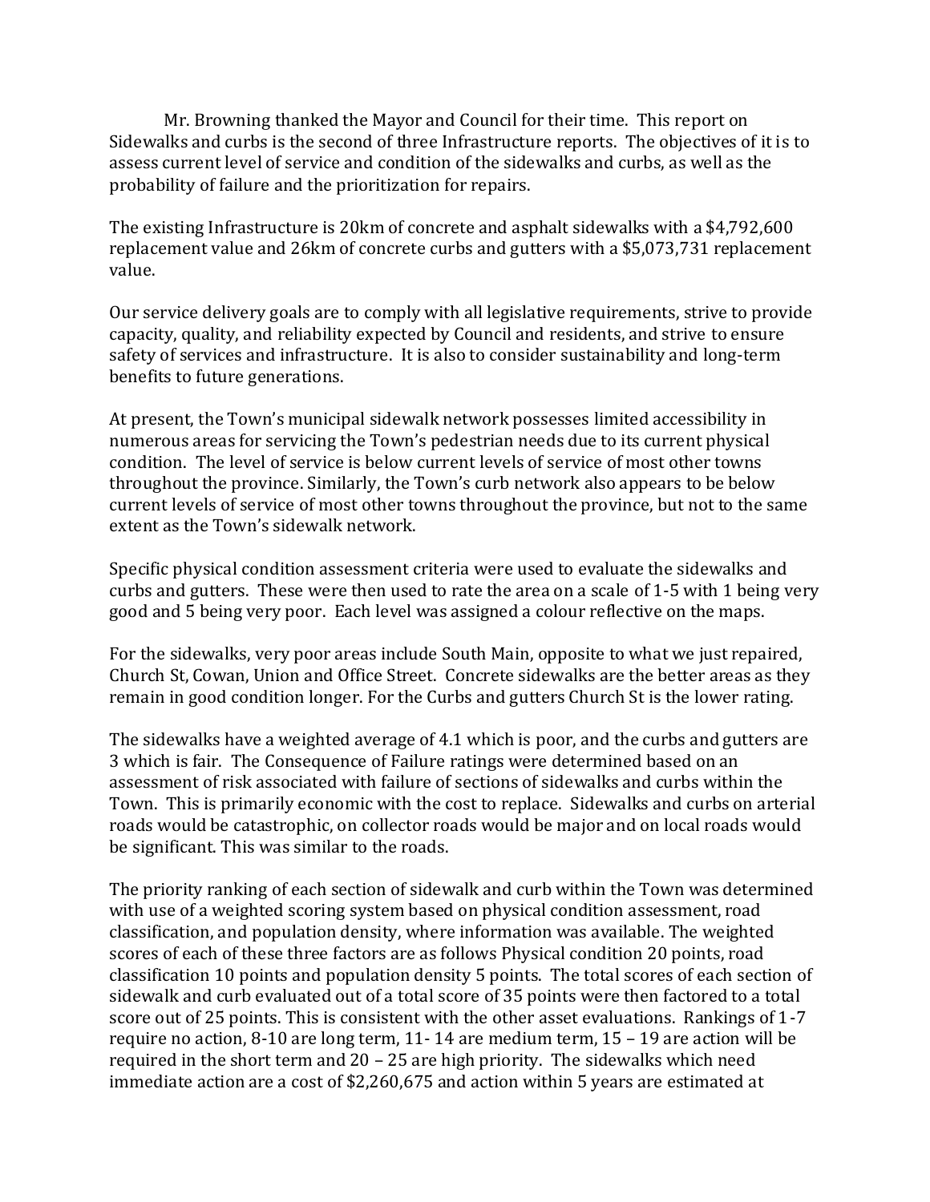Mr. Browning thanked the Mayor and Council for their time. This report on Sidewalks and curbs is the second of three Infrastructure reports. The objectives of it is to assess current level of service and condition of the sidewalks and curbs, as well as the probability of failure and the prioritization for repairs.

The existing Infrastructure is 20km of concrete and asphalt sidewalks with a $4,792,600 replacement value and 26km of concrete curbs and gutters with a $5,073,731 replacement value.

Our service delivery goals are to comply with all legislative requirements, strive to provide capacity, quality, and reliability expected by Council and residents, and strive to ensure safety of services and infrastructure. It is also to consider sustainability and long-term benefits to future generations.

At present, the Town's municipal sidewalk network possesses limited accessibility in numerous areas for servicing the Town's pedestrian needs due to its current physical condition. The level of service is below current levels of service of most other towns throughout the province. Similarly, the Town's curb network also appears to be below current levels of service of most other towns throughout the province, but not to the same extent as the Town's sidewalk network.

Specific physical condition assessment criteria were used to evaluate the sidewalks and curbs and gutters. These were then used to rate the area on a scale of 1-5 with 1 being very good and 5 being very poor. Each level was assigned a colour reflective on the maps.

For the sidewalks, very poor areas include South Main, opposite to what we just repaired, Church St, Cowan, Union and Office Street. Concrete sidewalks are the better areas as they remain in good condition longer. For the Curbs and gutters Church St is the lower rating.

The sidewalks have a weighted average of 4.1 which is poor, and the curbs and gutters are 3 which is fair. The Consequence of Failure ratings were determined based on an assessment of risk associated with failure of sections of sidewalks and curbs within the Town. This is primarily economic with the cost to replace. Sidewalks and curbs on arterial roads would be catastrophic, on collector roads would be major and on local roads would be significant. This was similar to the roads.

The priority ranking of each section of sidewalk and curb within the Town was determined with use of a weighted scoring system based on physical condition assessment, road classification, and population density, where information was available. The weighted scores of each of these three factors are as follows Physical condition 20 points, road classification 10 points and population density 5 points. The total scores of each section of sidewalk and curb evaluated out of a total score of 35 points were then factored to a total score out of 25 points. This is consistent with the other asset evaluations. Rankings of 1-7 require no action, 8-10 are long term, 11- 14 are medium term, 15 – 19 are action will be required in the short term and 20 – 25 are high priority. The sidewalks which need immediate action are a cost of $2,260,675 and action within 5 years are estimated at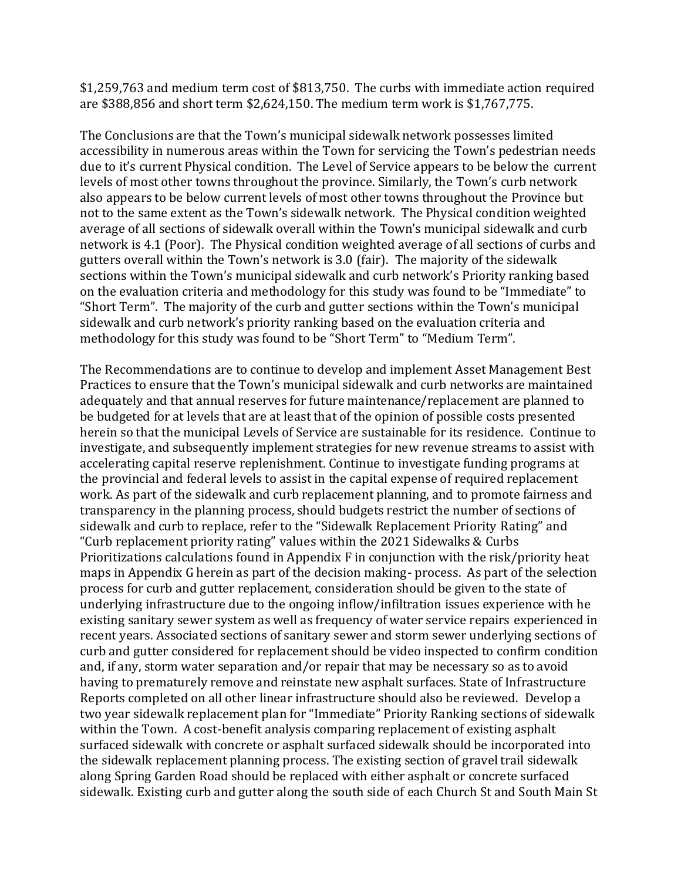$1,259,763 and medium term cost of $813,750. The curbs with immediate action required are $388,856 and short term $2,624,150. The medium term work is $1,767,775.

The Conclusions are that the Town's municipal sidewalk network possesses limited accessibility in numerous areas within the Town for servicing the Town's pedestrian needs due to it's current Physical condition. The Level of Service appears to be below the current levels of most other towns throughout the province. Similarly, the Town's curb network also appears to be below current levels of most other towns throughout the Province but not to the same extent as the Town's sidewalk network. The Physical condition weighted average of all sections of sidewalk overall within the Town's municipal sidewalk and curb network is 4.1 (Poor). The Physical condition weighted average of all sections of curbs and gutters overall within the Town's network is 3.0 (fair). The majority of the sidewalk sections within the Town's municipal sidewalk and curb network's Priority ranking based on the evaluation criteria and methodology for this study was found to be "Immediate" to "Short Term". The majority of the curb and gutter sections within the Town's municipal sidewalk and curb network's priority ranking based on the evaluation criteria and methodology for this study was found to be "Short Term" to "Medium Term".

The Recommendations are to continue to develop and implement Asset Management Best Practices to ensure that the Town's municipal sidewalk and curb networks are maintained adequately and that annual reserves for future maintenance/replacement are planned to be budgeted for at levels that are at least that of the opinion of possible costs presented herein so that the municipal Levels of Service are sustainable for its residence. Continue to investigate, and subsequently implement strategies for new revenue streams to assist with accelerating capital reserve replenishment. Continue to investigate funding programs at the provincial and federal levels to assist in the capital expense of required replacement work. As part of the sidewalk and curb replacement planning, and to promote fairness and transparency in the planning process, should budgets restrict the number of sections of sidewalk and curb to replace, refer to the "Sidewalk Replacement Priority Rating" and "Curb replacement priority rating" values within the 2021 Sidewalks & Curbs Prioritizations calculations found in Appendix F in conjunction with the risk/priority heat maps in Appendix G herein as part of the decision making- process. As part of the selection process for curb and gutter replacement, consideration should be given to the state of underlying infrastructure due to the ongoing inflow/infiltration issues experience with he existing sanitary sewer system as well as frequency of water service repairs experienced in recent years. Associated sections of sanitary sewer and storm sewer underlying sections of curb and gutter considered for replacement should be video inspected to confirm condition and, if any, storm water separation and/or repair that may be necessary so as to avoid having to prematurely remove and reinstate new asphalt surfaces. State of Infrastructure Reports completed on all other linear infrastructure should also be reviewed. Develop a two year sidewalk replacement plan for "Immediate" Priority Ranking sections of sidewalk within the Town. A cost-benefit analysis comparing replacement of existing asphalt surfaced sidewalk with concrete or asphalt surfaced sidewalk should be incorporated into the sidewalk replacement planning process. The existing section of gravel trail sidewalk along Spring Garden Road should be replaced with either asphalt or concrete surfaced sidewalk. Existing curb and gutter along the south side of each Church St and South Main St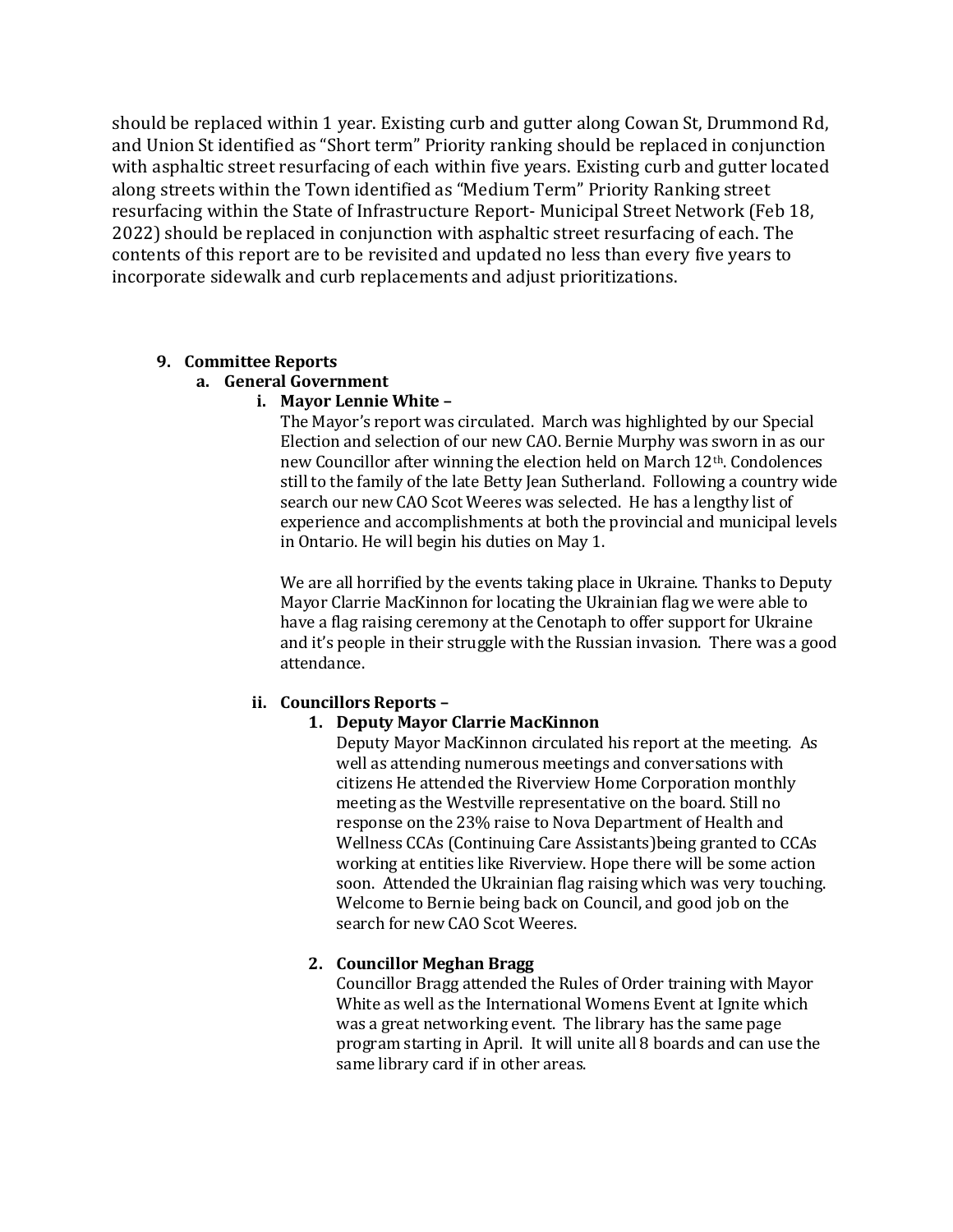should be replaced within 1 year. Existing curb and gutter along Cowan St, Drummond Rd, and Union St identified as "Short term" Priority ranking should be replaced in conjunction with asphaltic street resurfacing of each within five years. Existing curb and gutter located along streets within the Town identified as "Medium Term" Priority Ranking street resurfacing within the State of Infrastructure Report- Municipal Street Network (Feb 18, 2022) should be replaced in conjunction with asphaltic street resurfacing of each. The contents of this report are to be revisited and updated no less than every five years to incorporate sidewalk and curb replacements and adjust prioritizations.

9. **Committee Reports**
   a. **General Government**
      i. **Mayor Lennie White –**

         The Mayor's report was circulated. March was highlighted by our Special Election and selection of our new CAO. Bernie Murphy was sworn in as our new Councillor after winning the election held on March 12th. Condolences still to the family of the late Betty Jean Sutherland. Following a country wide search our new CAO Scot Weeres was selected. He has a lengthy list of experience and accomplishments at both the provincial and municipal levels in Ontario. He will begin his duties on May 1.

         We are all horrified by the events taking place in Ukraine. Thanks to Deputy Mayor Clarrie MacKinnon for locating the Ukrainian flag we were able to have a flag raising ceremony at the Cenotaph to offer support for Ukraine and it's people in their struggle with the Russian invasion. There was a good attendance.

      ii. **Councillors Reports –**
         1. **Deputy Mayor Clarrie MacKinnon**

            Deputy Mayor MacKinnon circulated his report at the meeting. As well as attending numerous meetings and conversations with citizens He attended the Riverview Home Corporation monthly meeting as the Westville representative on the board. Still no response on the 23% raise to Nova Department of Health and Wellness CCAs (Continuing Care Assistants)being granted to CCAs working at entities like Riverview. Hope there will be some action soon. Attended the Ukrainian flag raising which was very touching. Welcome to Bernie being back on Council, and good job on the search for new CAO Scot Weeres.

         2. **Councillor Meghan Bragg**

            Councillor Bragg attended the Rules of Order training with Mayor White as well as the International Womens Event at Ignite which was a great networking event. The library has the same page program starting in April. It will unite all 8 boards and can use the same library card if in other areas.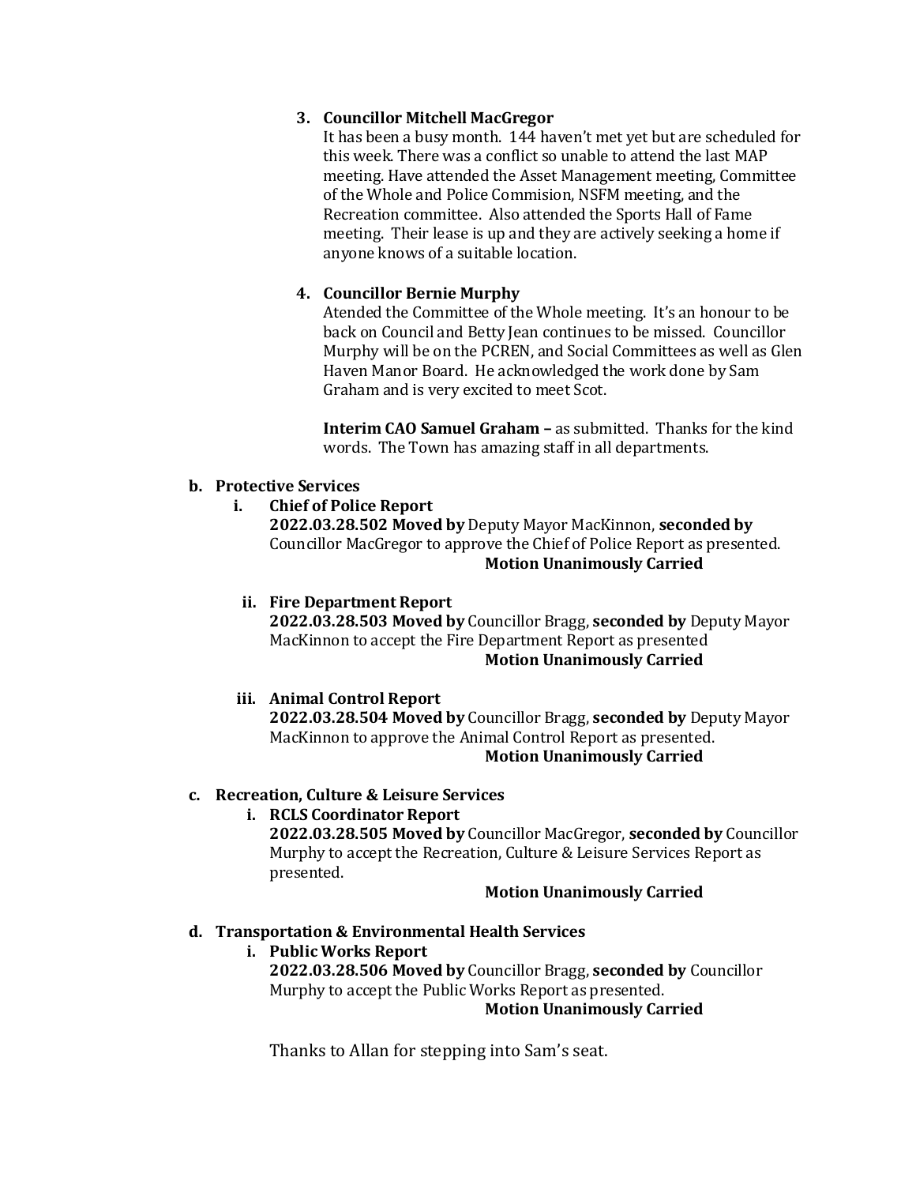3. **Councillor Mitchell MacGregor**

   It has been a busy month. 144 haven't met yet but are scheduled for this week. There was a conflict so unable to attend the last MAP meeting. Have attended the Asset Management meeting, Committee of the Whole and Police Commision, NSFM meeting, and the Recreation committee. Also attended the Sports Hall of Fame meeting. Their lease is up and they are actively seeking a home if anyone knows of a suitable location.

4. **Councillor Bernie Murphy**

   Atended the Committee of the Whole meeting. It's an honour to be back on Council and Betty Jean continues to be missed. Councillor Murphy will be on the PCREN, and Social Committees as well as Glen Haven Manor Board. He acknowledged the work done by Sam Graham and is very excited to meet Scot.

   **Interim CAO Samuel Graham –** as submitted. Thanks for the kind words. The Town has amazing staff in all departments.

**b. Protective Services**

**i. Chief of Police Report**

**2022.03.28.502 Moved by** Deputy Mayor MacKinnon, **seconded by** Councillor MacGregor to approve the Chief of Police Report as presented.

**Motion Unanimously Carried**

**ii. Fire Department Report**

**2022.03.28.503 Moved by** Councillor Bragg, **seconded by** Deputy Mayor MacKinnon to accept the Fire Department Report as presented

**Motion Unanimously Carried**

**iii. Animal Control Report**

**2022.03.28.504 Moved by** Councillor Bragg, **seconded by** Deputy Mayor MacKinnon to approve the Animal Control Report as presented.

**Motion Unanimously Carried**

**c. Recreation, Culture & Leisure Services**

**i. RCLS Coordinator Report**

**2022.03.28.505 Moved by** Councillor MacGregor, **seconded by** Councillor Murphy to accept the Recreation, Culture & Leisure Services Report as presented.

**Motion Unanimously Carried**

**d. Transportation & Environmental Health Services**

**i. Public Works Report**

**2022.03.28.506 Moved by** Councillor Bragg, **seconded by** Councillor Murphy to accept the Public Works Report as presented.

**Motion Unanimously Carried**

Thanks to Allan for stepping into Sam's seat.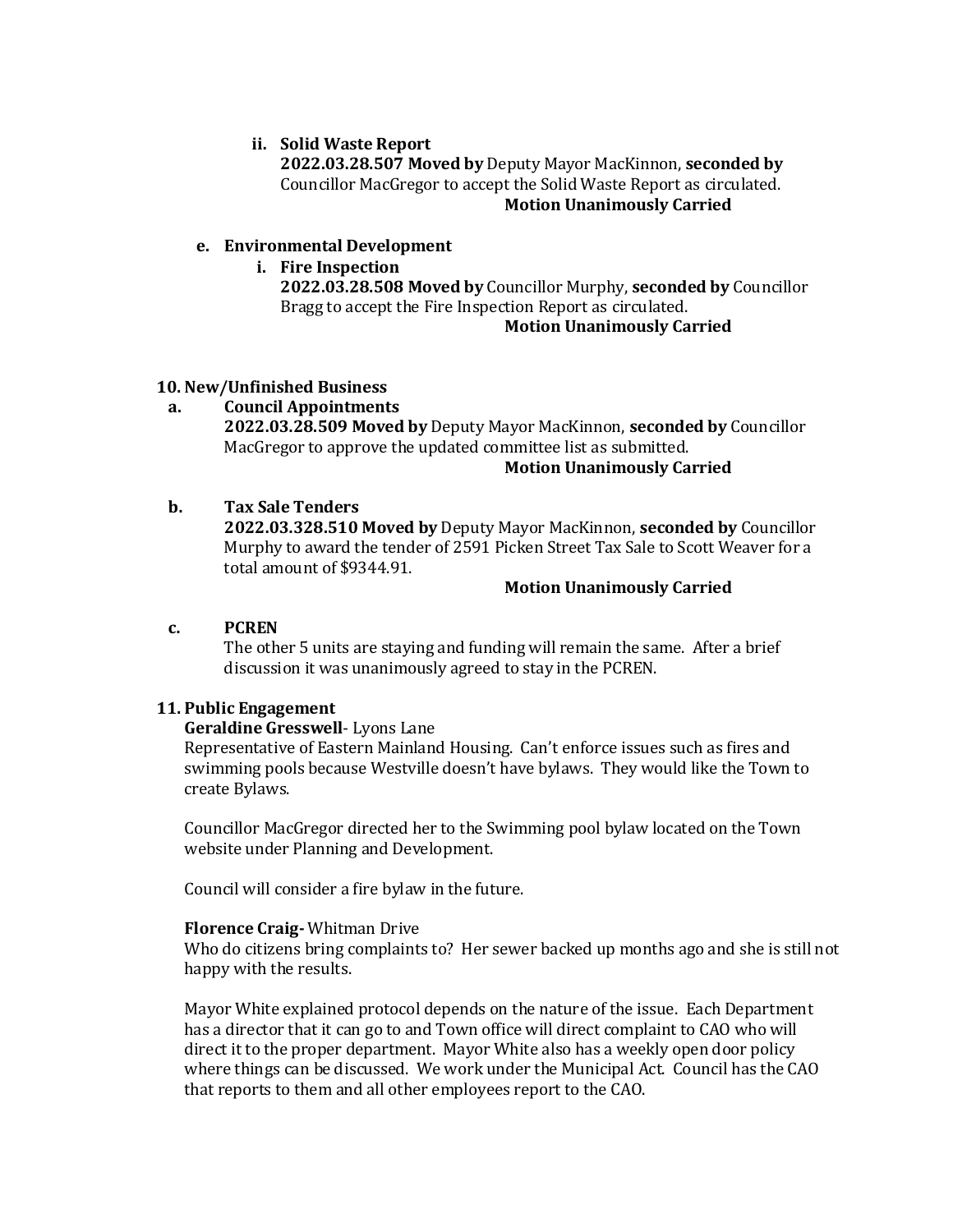ii. **Solid Waste Report**

**2022.03.28.507 Moved by** Deputy Mayor MacKinnon, **seconded by** Councillor MacGregor to accept the Solid Waste Report as circulated.

**Motion Unanimously Carried**

e. **Environmental Development**

i. **Fire Inspection**

**2022.03.28.508 Moved by** Councillor Murphy, **seconded by** Councillor Bragg to accept the Fire Inspection Report as circulated.

**Motion Unanimously Carried**

## 10. New/Unfinished Business

a. **Council Appointments**

**2022.03.28.509 Moved by** Deputy Mayor MacKinnon, **seconded by** Councillor MacGregor to approve the updated committee list as submitted.

**Motion Unanimously Carried**

b. **Tax Sale Tenders**

**2022.03.328.510 Moved by** Deputy Mayor MacKinnon, **seconded by** Councillor Murphy to award the tender of 2591 Picken Street Tax Sale to Scott Weaver for a total amount of $9344.91.

**Motion Unanimously Carried**

c. **PCREN**

The other 5 units are staying and funding will remain the same. After a brief discussion it was unanimously agreed to stay in the PCREN.

## 11. Public Engagement

**Geraldine Gresswell**- Lyons Lane

Representative of Eastern Mainland Housing. Can't enforce issues such as fires and swimming pools because Westville doesn't have bylaws. They would like the Town to create Bylaws.

Councillor MacGregor directed her to the Swimming pool bylaw located on the Town website under Planning and Development.

Council will consider a fire bylaw in the future.

**Florence Craig-** Whitman Drive

Who do citizens bring complaints to? Her sewer backed up months ago and she is still not happy with the results.

Mayor White explained protocol depends on the nature of the issue. Each Department has a director that it can go to and Town office will direct complaint to CAO who will direct it to the proper department. Mayor White also has a weekly open door policy where things can be discussed. We work under the Municipal Act. Council has the CAO that reports to them and all other employees report to the CAO.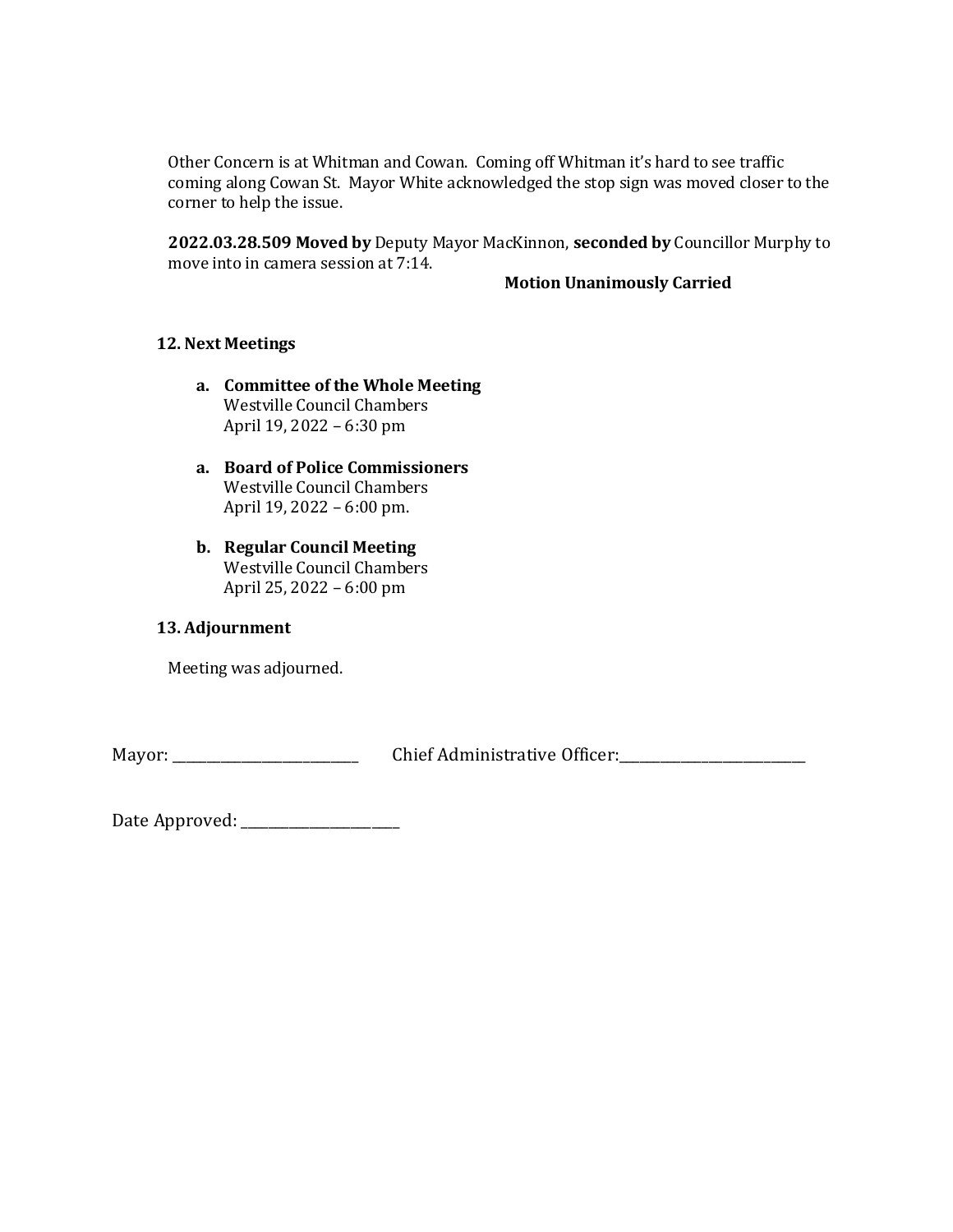Other Concern is at Whitman and Cowan. Coming off Whitman it's hard to see traffic coming along Cowan St. Mayor White acknowledged the stop sign was moved closer to the corner to help the issue.

**2022.03.28.509 Moved by** Deputy Mayor MacKinnon, **seconded by** Councillor Murphy to move into in camera session at 7:14.

**Motion Unanimously Carried**

## 12. Next Meetings

a. **Committee of the Whole Meeting**
   Westville Council Chambers
   April 19, 2022 – 6:30 pm

a. **Board of Police Commissioners**
   Westville Council Chambers
   April 19, 2022 – 6:00 pm.

b. **Regular Council Meeting**
   Westville Council Chambers
   April 25, 2022 – 6:00 pm

## 13. Adjournment

Meeting was adjourned.

Mayor: ____________________________ Chief Administrative Officer:____________________________

Date Approved: ________________________